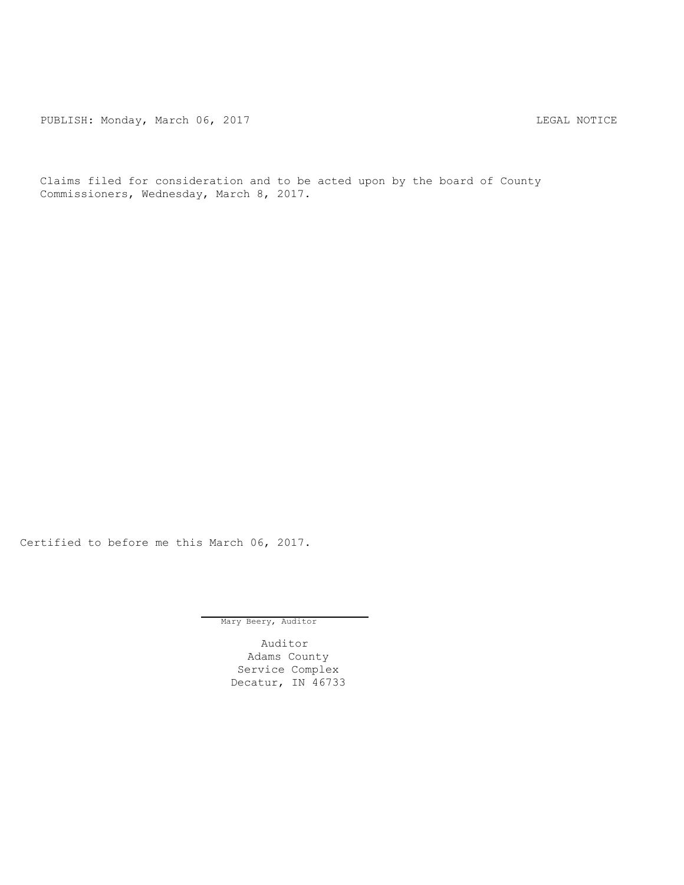PUBLISH: Monday, March 06, 2017 LEGAL NOTICE

Claims filed for consideration and to be acted upon by the board of County Commissioners, Wednesday, March 8, 2017.

Certified to before me this March 06, 2017.

Mary Beery, Auditor

Auditor
Adams County
Service Complex
Decatur, IN 46733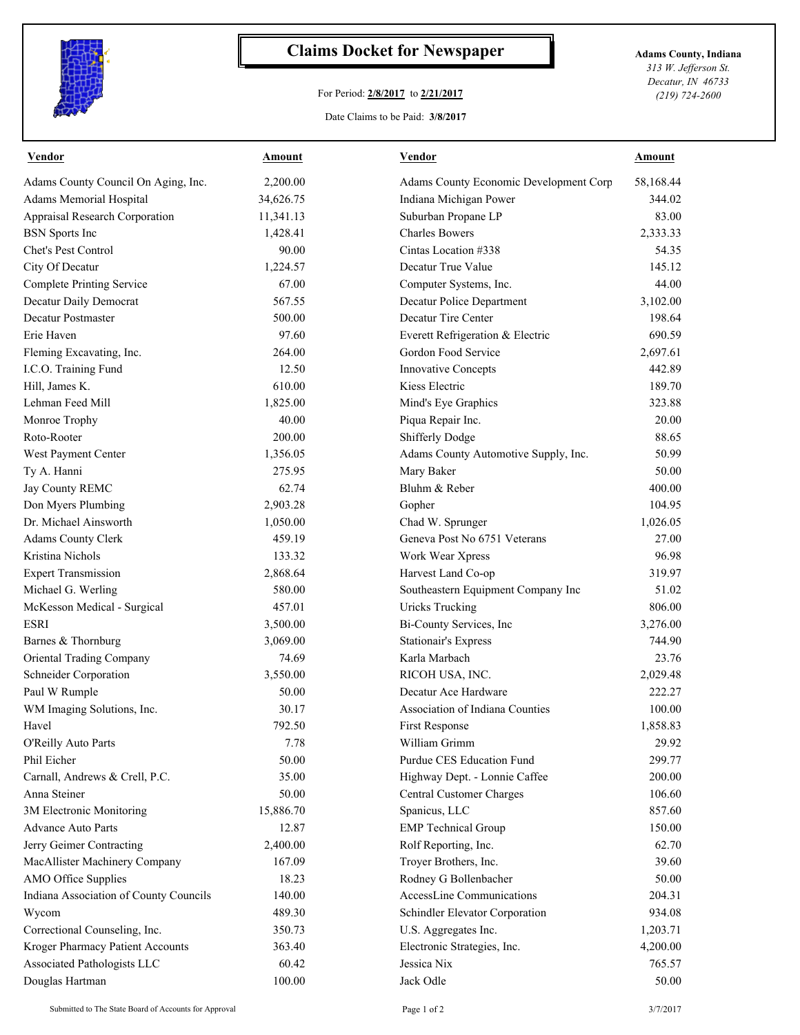# Claims Docket for Newspaper

For Period: **2/8/2017** to **2/21/2017**

Date Claims to be Paid: **3/8/2017**

**Adams County, Indiana**
*313 W. Jefferson St.*
*Decatur, IN 46733*
*(219) 724-2600*

| Vendor | Amount | Vendor | Amount |
|---|---|---|---|
| Adams County Council On Aging, Inc. | 2,200.00 | Adams County Economic Development Corp | 58,168.44 |
| Adams Memorial Hospital | 34,626.75 | Indiana Michigan Power | 344.02 |
| Appraisal Research Corporation | 11,341.13 | Suburban Propane LP | 83.00 |
| BSN Sports Inc | 1,428.41 | Charles Bowers | 2,333.33 |
| Chet's Pest Control | 90.00 | Cintas Location #338 | 54.35 |
| City Of Decatur | 1,224.57 | Decatur True Value | 145.12 |
| Complete Printing Service | 67.00 | Computer Systems, Inc. | 44.00 |
| Decatur Daily Democrat | 567.55 | Decatur Police Department | 3,102.00 |
| Decatur Postmaster | 500.00 | Decatur Tire Center | 198.64 |
| Erie Haven | 97.60 | Everett Refrigeration & Electric | 690.59 |
| Fleming Excavating, Inc. | 264.00 | Gordon Food Service | 2,697.61 |
| I.C.O. Training Fund | 12.50 | Innovative Concepts | 442.89 |
| Hill, James K. | 610.00 | Kiess Electric | 189.70 |
| Lehman Feed Mill | 1,825.00 | Mind's Eye Graphics | 323.88 |
| Monroe Trophy | 40.00 | Piqua Repair Inc. | 20.00 |
| Roto-Rooter | 200.00 | Shifferly Dodge | 88.65 |
| West Payment Center | 1,356.05 | Adams County Automotive Supply, Inc. | 50.99 |
| Ty A. Hanni | 275.95 | Mary Baker | 50.00 |
| Jay County REMC | 62.74 | Bluhm & Reber | 400.00 |
| Don Myers Plumbing | 2,903.28 | Gopher | 104.95 |
| Dr. Michael Ainsworth | 1,050.00 | Chad W. Sprunger | 1,026.05 |
| Adams County Clerk | 459.19 | Geneva Post No 6751 Veterans | 27.00 |
| Kristina Nichols | 133.32 | Work Wear Xpress | 96.98 |
| Expert Transmission | 2,868.64 | Harvest Land Co-op | 319.97 |
| Michael G. Werling | 580.00 | Southeastern Equipment Company Inc | 51.02 |
| McKesson Medical - Surgical | 457.01 | Uricks Trucking | 806.00 |
| ESRI | 3,500.00 | Bi-County Services, Inc | 3,276.00 |
| Barnes & Thornburg | 3,069.00 | Stationair's Express | 744.90 |
| Oriental Trading Company | 74.69 | Karla Marbach | 23.76 |
| Schneider Corporation | 3,550.00 | RICOH USA, INC. | 2,029.48 |
| Paul W Rumple | 50.00 | Decatur Ace Hardware | 222.27 |
| WM Imaging Solutions, Inc. | 30.17 | Association of Indiana Counties | 100.00 |
| Havel | 792.50 | First Response | 1,858.83 |
| O'Reilly Auto Parts | 7.78 | William Grimm | 29.92 |
| Phil Eicher | 50.00 | Purdue CES Education Fund | 299.77 |
| Carnall, Andrews & Crell, P.C. | 35.00 | Highway Dept. - Lonnie Caffee | 200.00 |
| Anna Steiner | 50.00 | Central Customer Charges | 106.60 |
| 3M Electronic Monitoring | 15,886.70 | Spanicus, LLC | 857.60 |
| Advance Auto Parts | 12.87 | EMP Technical Group | 150.00 |
| Jerry Geimer Contracting | 2,400.00 | Rolf Reporting, Inc. | 62.70 |
| MacAllister Machinery Company | 167.09 | Troyer Brothers, Inc. | 39.60 |
| AMO Office Supplies | 18.23 | Rodney G Bollenbacher | 50.00 |
| Indiana Association of County Councils | 140.00 | AccessLine Communications | 204.31 |
| Wycom | 489.30 | Schindler Elevator Corporation | 934.08 |
| Correctional Counseling, Inc. | 350.73 | U.S. Aggregates Inc. | 1,203.71 |
| Kroger Pharmacy Patient Accounts | 363.40 | Electronic Strategies, Inc. | 4,200.00 |
| Associated Pathologists LLC | 60.42 | Jessica Nix | 765.57 |
| Douglas Hartman | 100.00 | Jack Odle | 50.00 |

Submitted to The State Board of Accounts for Approval

3/7/2017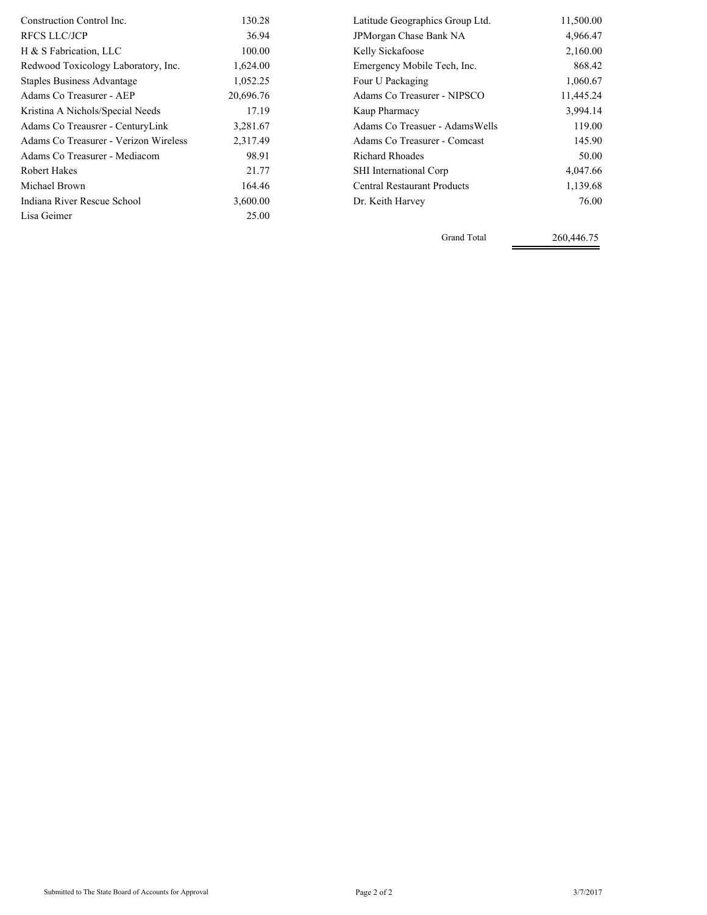| | | | |
|---|---|---|---|
| Construction Control Inc. | 130.28 | Latitude Geographics Group Ltd. | 11,500.00 |
| RFCS LLC/JCP | 36.94 | JPMorgan Chase Bank NA | 4,966.47 |
| H & S Fabrication, LLC | 100.00 | Kelly Sickafoose | 2,160.00 |
| Redwood Toxicology Laboratory, Inc. | 1,624.00 | Emergency Mobile Tech, Inc. | 868.42 |
| Staples Business Advantage | 1,052.25 | Four U Packaging | 1,060.67 |
| Adams Co Treasurer - AEP | 20,696.76 | Adams Co Treasurer - NIPSCO | 11,445.24 |
| Kristina A Nichols/Special Needs | 17.19 | Kaup Pharmacy | 3,994.14 |
| Adams Co Treausrer - CenturyLink | 3,281.67 | Adams Co Treasuer - AdamsWells | 119.00 |
| Adams Co Treasurer - Verizon Wireless | 2,317.49 | Adams Co Treasurer - Comcast | 145.90 |
| Adams Co Treasurer - Mediacom | 98.91 | Richard Rhoades | 50.00 |
| Robert Hakes | 21.77 | SHI International Corp | 4,047.66 |
| Michael Brown | 164.46 | Central Restaurant Products | 1,139.68 |
| Indiana River Rescue School | 3,600.00 | Dr. Keith Harvey | 76.00 |
| Lisa Geimer | 25.00 | | |
| | | Grand Total | 260,446.75 |

Submitted to The State Board of Accounts for Approval

3/7/2017